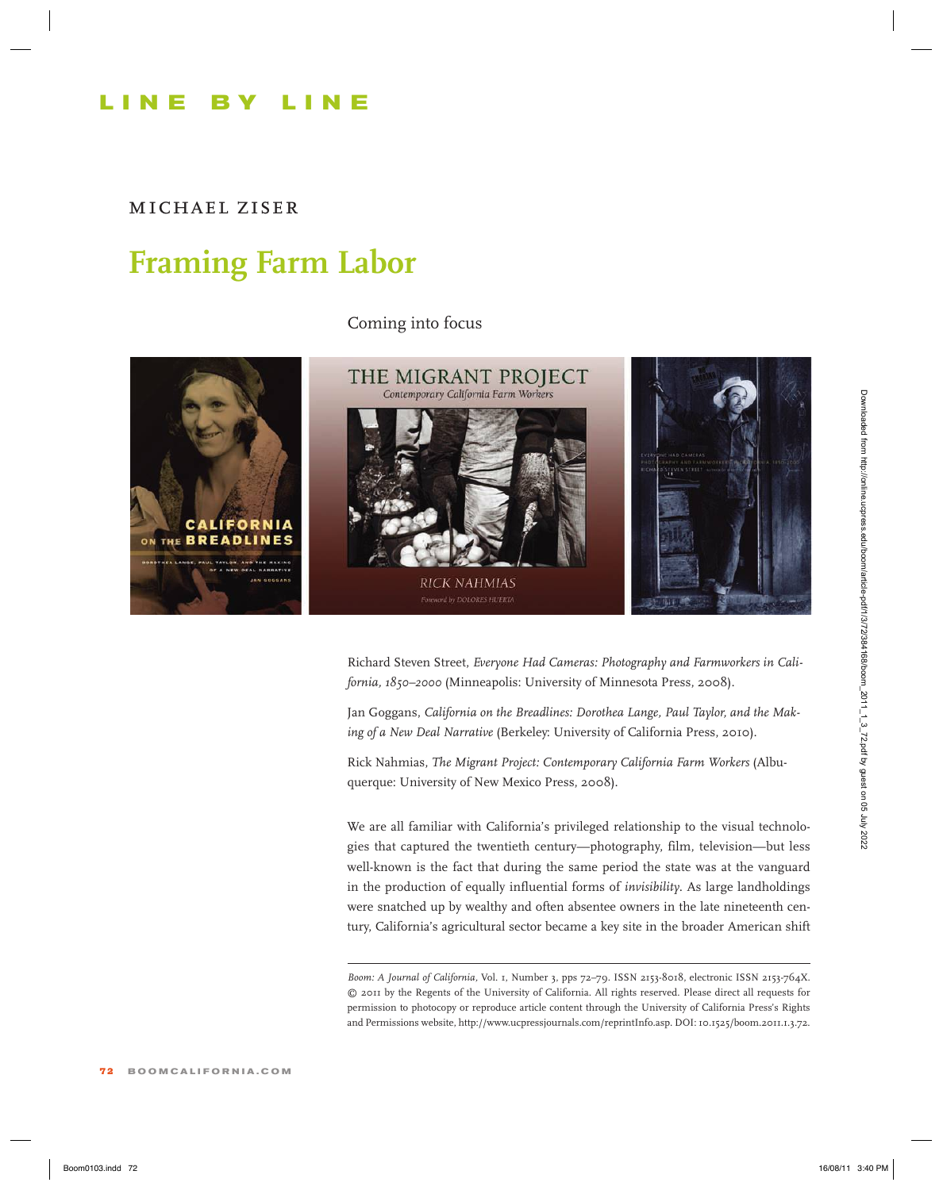LINE BY LINE

MICHAEL ZISER

# Framing Farm Labor

## Coming into focus

Richard Steven Street, *Everyone Had Cameras: Photography and Farmworkers in California, 1850–2000* (Minneapolis: University of Minnesota Press, 2008).

Jan Goggans, *California on the Breadlines: Dorothea Lange, Paul Taylor, and the Making of a New Deal Narrative* (Berkeley: University of California Press, 2010).

Rick Nahmias, *The Migrant Project: Contemporary California Farm Workers* (Albuquerque: University of New Mexico Press, 2008).

We are all familiar with California's privileged relationship to the visual technologies that captured the twentieth century—photography, film, television—but less well-known is the fact that during the same period the state was at the vanguard in the production of equally influential forms of *invisibility*. As large landholdings were snatched up by wealthy and often absentee owners in the late nineteenth century, California's agricultural sector became a key site in the broader American shift

---

*Boom: A Journal of California*, Vol. 1, Number 3, pps 72–79. ISSN 2153-8018, electronic ISSN 2153-764X. © 2011 by the Regents of the University of California. All rights reserved. Please direct all requests for permission to photocopy or reproduce article content through the University of California Press's Rights and Permissions website, http://www.ucpressjournals.com/reprintInfo.asp. DOI: 10.1525/boom.2011.1.3.72.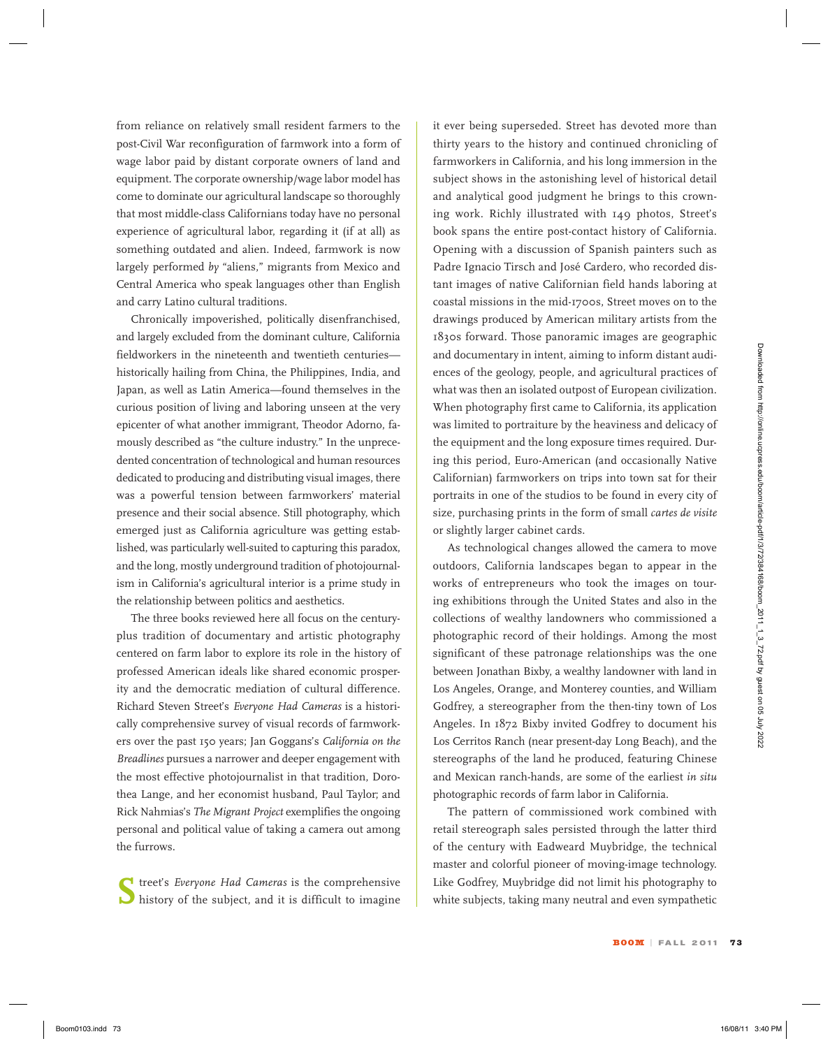from reliance on relatively small resident farmers to the post-Civil War reconfiguration of farmwork into a form of wage labor paid by distant corporate owners of land and equipment. The corporate ownership/wage labor model has come to dominate our agricultural landscape so thoroughly that most middle-class Californians today have no personal experience of agricultural labor, regarding it (if at all) as something outdated and alien. Indeed, farmwork is now largely performed *by* "aliens," migrants from Mexico and Central America who speak languages other than English and carry Latino cultural traditions.

Chronically impoverished, politically disenfranchised, and largely excluded from the dominant culture, California fieldworkers in the nineteenth and twentieth centuries—historically hailing from China, the Philippines, India, and Japan, as well as Latin America—found themselves in the curious position of living and laboring unseen at the very epicenter of what another immigrant, Theodor Adorno, famously described as "the culture industry." In the unprecedented concentration of technological and human resources dedicated to producing and distributing visual images, there was a powerful tension between farmworkers' material presence and their social absence. Still photography, which emerged just as California agriculture was getting established, was particularly well-suited to capturing this paradox, and the long, mostly underground tradition of photojournalism in California's agricultural interior is a prime study in the relationship between politics and aesthetics.

The three books reviewed here all focus on the century-plus tradition of documentary and artistic photography centered on farm labor to explore its role in the history of professed American ideals like shared economic prosperity and the democratic mediation of cultural difference. Richard Steven Street's *Everyone Had Cameras* is a historically comprehensive survey of visual records of farmworkers over the past 150 years; Jan Goggans's *California on the Breadlines* pursues a narrower and deeper engagement with the most effective photojournalist in that tradition, Dorothea Lange, and her economist husband, Paul Taylor; and Rick Nahmias's *The Migrant Project* exemplifies the ongoing personal and political value of taking a camera out among the furrows.

Street's *Everyone Had Cameras* is the comprehensive history of the subject, and it is difficult to imagine it ever being superseded. Street has devoted more than thirty years to the history and continued chronicling of farmworkers in California, and his long immersion in the subject shows in the astonishing level of historical detail and analytical good judgment he brings to this crowning work. Richly illustrated with 149 photos, Street's book spans the entire post-contact history of California. Opening with a discussion of Spanish painters such as Padre Ignacio Tirsch and José Cardero, who recorded distant images of native Californian field hands laboring at coastal missions in the mid-1700s, Street moves on to the drawings produced by American military artists from the 1830s forward. Those panoramic images are geographic and documentary in intent, aiming to inform distant audiences of the geology, people, and agricultural practices of what was then an isolated outpost of European civilization. When photography first came to California, its application was limited to portraiture by the heaviness and delicacy of the equipment and the long exposure times required. During this period, Euro-American (and occasionally Native Californian) farmworkers on trips into town sat for their portraits in one of the studios to be found in every city of size, purchasing prints in the form of small *cartes de visite* or slightly larger cabinet cards.

As technological changes allowed the camera to move outdoors, California landscapes began to appear in the works of entrepreneurs who took the images on touring exhibitions through the United States and also in the collections of wealthy landowners who commissioned a photographic record of their holdings. Among the most significant of these patronage relationships was the one between Jonathan Bixby, a wealthy landowner with land in Los Angeles, Orange, and Monterey counties, and William Godfrey, a stereographer from the then-tiny town of Los Angeles. In 1872 Bixby invited Godfrey to document his Los Cerritos Ranch (near present-day Long Beach), and the stereographs of the land he produced, featuring Chinese and Mexican ranch-hands, are some of the earliest *in situ* photographic records of farm labor in California.

The pattern of commissioned work combined with retail stereograph sales persisted through the latter third of the century with Eadweard Muybridge, the technical master and colorful pioneer of moving-image technology. Like Godfrey, Muybridge did not limit his photography to white subjects, taking many neutral and even sympathetic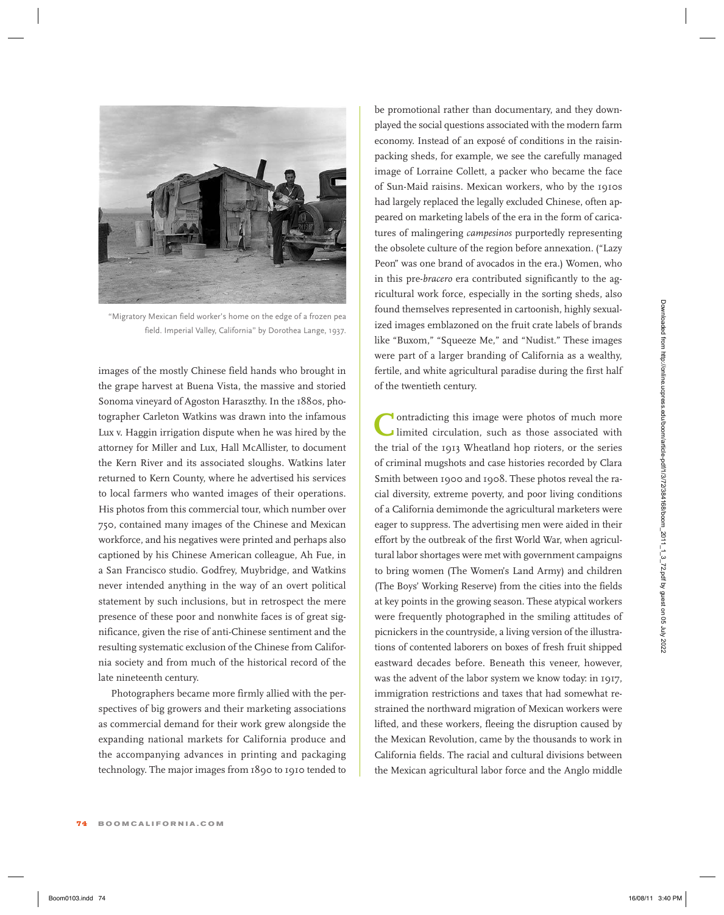"Migratory Mexican field worker's home on the edge of a frozen pea field. Imperial Valley, California" by Dorothea Lange, 1937.

images of the mostly Chinese field hands who brought in the grape harvest at Buena Vista, the massive and storied Sonoma vineyard of Agoston Haraszthy. In the 1880s, photographer Carleton Watkins was drawn into the infamous Lux v. Haggin irrigation dispute when he was hired by the attorney for Miller and Lux, Hall McAllister, to document the Kern River and its associated sloughs. Watkins later returned to Kern County, where he advertised his services to local farmers who wanted images of their operations. His photos from this commercial tour, which number over 750, contained many images of the Chinese and Mexican workforce, and his negatives were printed and perhaps also captioned by his Chinese American colleague, Ah Fue, in a San Francisco studio. Godfrey, Muybridge, and Watkins never intended anything in the way of an overt political statement by such inclusions, but in retrospect the mere presence of these poor and nonwhite faces is of great significance, given the rise of anti-Chinese sentiment and the resulting systematic exclusion of the Chinese from California society and from much of the historical record of the late nineteenth century.

Photographers became more firmly allied with the perspectives of big growers and their marketing associations as commercial demand for their work grew alongside the expanding national markets for California produce and the accompanying advances in printing and packaging technology. The major images from 1890 to 1910 tended to be promotional rather than documentary, and they downplayed the social questions associated with the modern farm economy. Instead of an exposé of conditions in the raisin-packing sheds, for example, we see the carefully managed image of Lorraine Collett, a packer who became the face of Sun-Maid raisins. Mexican workers, who by the 1910s had largely replaced the legally excluded Chinese, often appeared on marketing labels of the era in the form of caricatures of malingering *campesinos* purportedly representing the obsolete culture of the region before annexation. ("Lazy Peon" was one brand of avocados in the era.) Women, who in this pre-*bracero* era contributed significantly to the agricultural work force, especially in the sorting sheds, also found themselves represented in cartoonish, highly sexualized images emblazoned on the fruit crate labels of brands like "Buxom," "Squeeze Me," and "Nudist." These images were part of a larger branding of California as a wealthy, fertile, and white agricultural paradise during the first half of the twentieth century.

Contradicting this image were photos of much more limited circulation, such as those associated with the trial of the 1913 Wheatland hop rioters, or the series of criminal mugshots and case histories recorded by Clara Smith between 1900 and 1908. These photos reveal the racial diversity, extreme poverty, and poor living conditions of a California demimonde the agricultural marketers were eager to suppress. The advertising men were aided in their effort by the outbreak of the first World War, when agricultural labor shortages were met with government campaigns to bring women (The Women's Land Army) and children (The Boys' Working Reserve) from the cities into the fields at key points in the growing season. These atypical workers were frequently photographed in the smiling attitudes of picnickers in the countryside, a living version of the illustrations of contented laborers on boxes of fresh fruit shipped eastward decades before. Beneath this veneer, however, was the advent of the labor system we know today: in 1917, immigration restrictions and taxes that had somewhat restrained the northward migration of Mexican workers were lifted, and these workers, fleeing the disruption caused by the Mexican Revolution, came by the thousands to work in California fields. The racial and cultural divisions between the Mexican agricultural labor force and the Anglo middle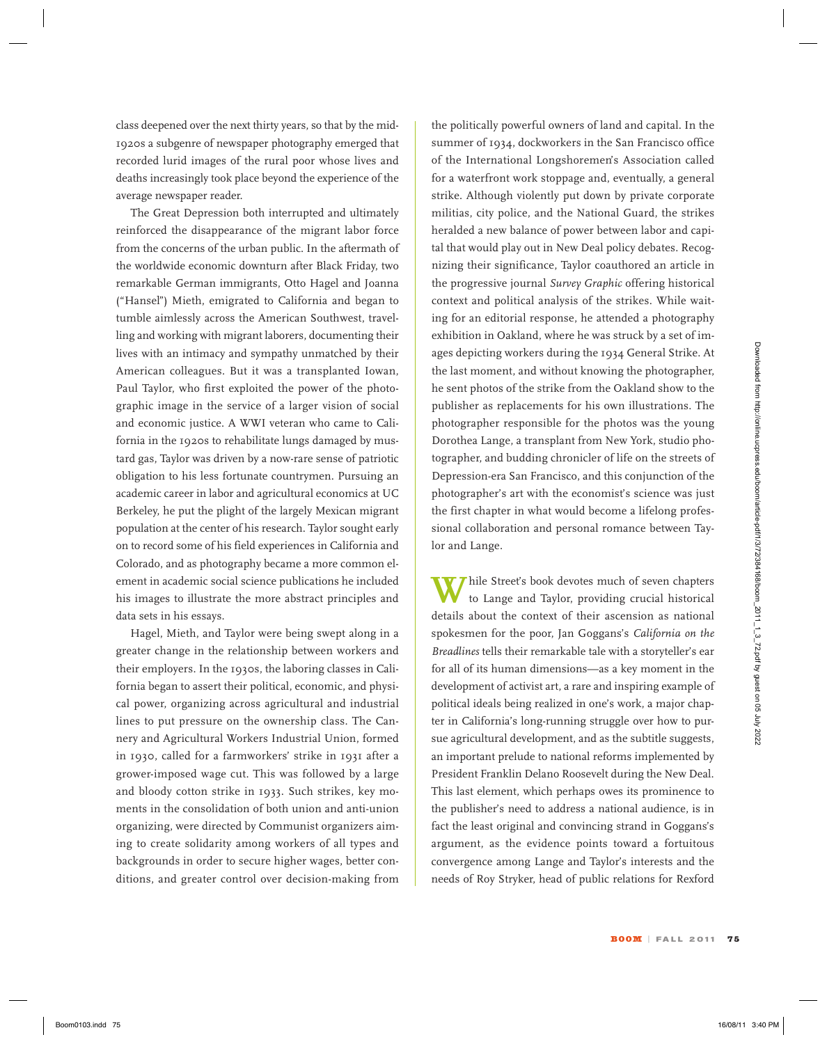class deepened over the next thirty years, so that by the mid-1920s a subgenre of newspaper photography emerged that recorded lurid images of the rural poor whose lives and deaths increasingly took place beyond the experience of the average newspaper reader.

The Great Depression both interrupted and ultimately reinforced the disappearance of the migrant labor force from the concerns of the urban public. In the aftermath of the worldwide economic downturn after Black Friday, two remarkable German immigrants, Otto Hagel and Joanna ("Hansel") Mieth, emigrated to California and began to tumble aimlessly across the American Southwest, travelling and working with migrant laborers, documenting their lives with an intimacy and sympathy unmatched by their American colleagues. But it was a transplanted Iowan, Paul Taylor, who first exploited the power of the photographic image in the service of a larger vision of social and economic justice. A WWI veteran who came to California in the 1920s to rehabilitate lungs damaged by mustard gas, Taylor was driven by a now-rare sense of patriotic obligation to his less fortunate countrymen. Pursuing an academic career in labor and agricultural economics at UC Berkeley, he put the plight of the largely Mexican migrant population at the center of his research. Taylor sought early on to record some of his field experiences in California and Colorado, and as photography became a more common element in academic social science publications he included his images to illustrate the more abstract principles and data sets in his essays.

Hagel, Mieth, and Taylor were being swept along in a greater change in the relationship between workers and their employers. In the 1930s, the laboring classes in California began to assert their political, economic, and physical power, organizing across agricultural and industrial lines to put pressure on the ownership class. The Cannery and Agricultural Workers Industrial Union, formed in 1930, called for a farmworkers' strike in 1931 after a grower-imposed wage cut. This was followed by a large and bloody cotton strike in 1933. Such strikes, key moments in the consolidation of both union and anti-union organizing, were directed by Communist organizers aiming to create solidarity among workers of all types and backgrounds in order to secure higher wages, better conditions, and greater control over decision-making from the politically powerful owners of land and capital. In the summer of 1934, dockworkers in the San Francisco office of the International Longshoremen's Association called for a waterfront work stoppage and, eventually, a general strike. Although violently put down by private corporate militias, city police, and the National Guard, the strikes heralded a new balance of power between labor and capital that would play out in New Deal policy debates. Recognizing their significance, Taylor coauthored an article in the progressive journal *Survey Graphic* offering historical context and political analysis of the strikes. While waiting for an editorial response, he attended a photography exhibition in Oakland, where he was struck by a set of images depicting workers during the 1934 General Strike. At the last moment, and without knowing the photographer, he sent photos of the strike from the Oakland show to the publisher as replacements for his own illustrations. The photographer responsible for the photos was the young Dorothea Lange, a transplant from New York, studio photographer, and budding chronicler of life on the streets of Depression-era San Francisco, and this conjunction of the photographer's art with the economist's science was just the first chapter in what would become a lifelong professional collaboration and personal romance between Taylor and Lange.

While Street's book devotes much of seven chapters to Lange and Taylor, providing crucial historical details about the context of their ascension as national spokesmen for the poor, Jan Goggans's *California on the Breadlines* tells their remarkable tale with a storyteller's ear for all of its human dimensions—as a key moment in the development of activist art, a rare and inspiring example of political ideals being realized in one's work, a major chapter in California's long-running struggle over how to pursue agricultural development, and as the subtitle suggests, an important prelude to national reforms implemented by President Franklin Delano Roosevelt during the New Deal. This last element, which perhaps owes its prominence to the publisher's need to address a national audience, is in fact the least original and convincing strand in Goggans's argument, as the evidence points toward a fortuitous convergence among Lange and Taylor's interests and the needs of Roy Stryker, head of public relations for Rexford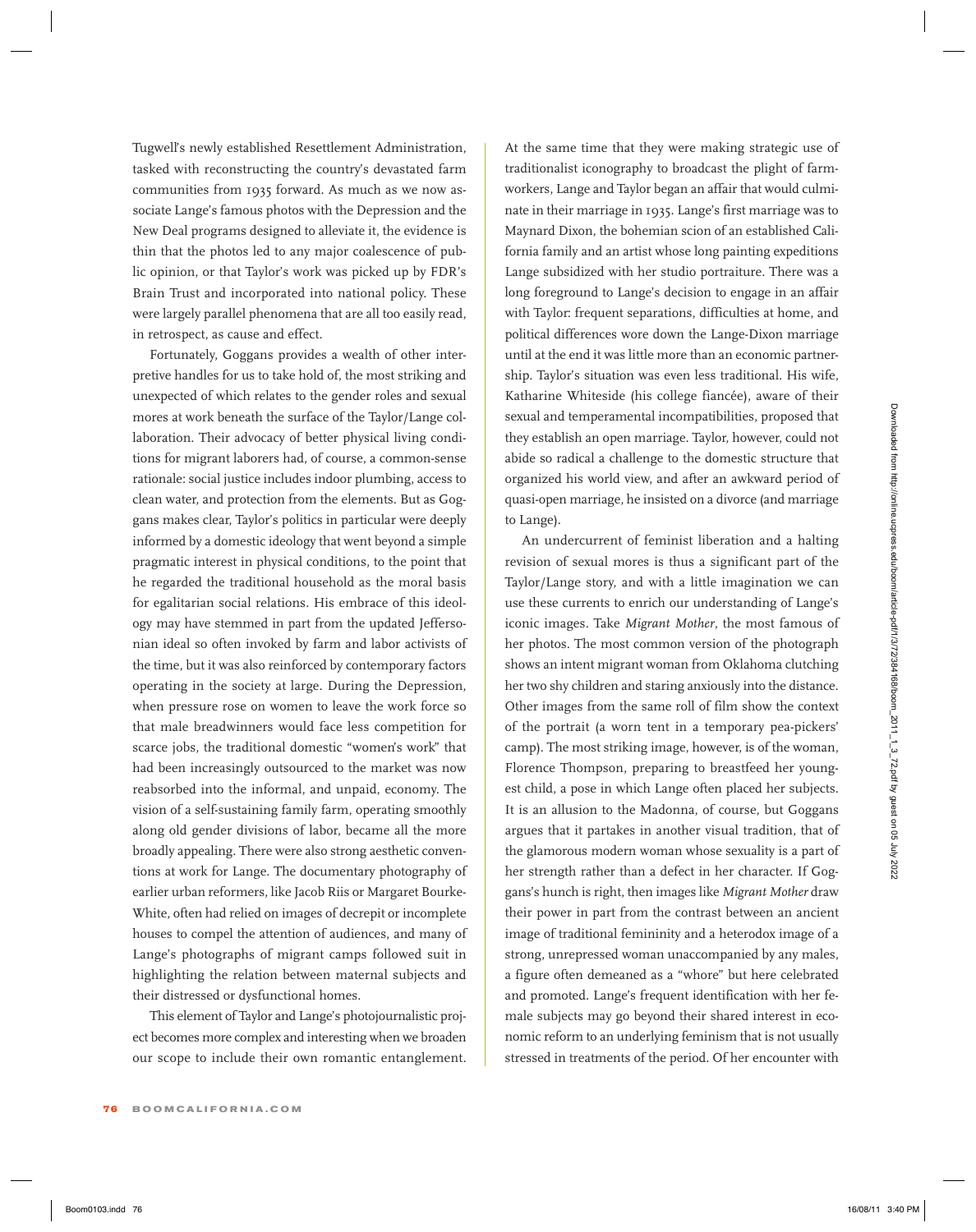Tugwell's newly established Resettlement Administration, tasked with reconstructing the country's devastated farm communities from 1935 forward. As much as we now associate Lange's famous photos with the Depression and the New Deal programs designed to alleviate it, the evidence is thin that the photos led to any major coalescence of public opinion, or that Taylor's work was picked up by FDR's Brain Trust and incorporated into national policy. These were largely parallel phenomena that are all too easily read, in retrospect, as cause and effect.

Fortunately, Goggans provides a wealth of other interpretive handles for us to take hold of, the most striking and unexpected of which relates to the gender roles and sexual mores at work beneath the surface of the Taylor/Lange collaboration. Their advocacy of better physical living conditions for migrant laborers had, of course, a common-sense rationale: social justice includes indoor plumbing, access to clean water, and protection from the elements. But as Goggans makes clear, Taylor's politics in particular were deeply informed by a domestic ideology that went beyond a simple pragmatic interest in physical conditions, to the point that he regarded the traditional household as the moral basis for egalitarian social relations. His embrace of this ideology may have stemmed in part from the updated Jeffersonian ideal so often invoked by farm and labor activists of the time, but it was also reinforced by contemporary factors operating in the society at large. During the Depression, when pressure rose on women to leave the work force so that male breadwinners would face less competition for scarce jobs, the traditional domestic "women's work" that had been increasingly outsourced to the market was now reabsorbed into the informal, and unpaid, economy. The vision of a self-sustaining family farm, operating smoothly along old gender divisions of labor, became all the more broadly appealing. There were also strong aesthetic conventions at work for Lange. The documentary photography of earlier urban reformers, like Jacob Riis or Margaret Bourke-White, often had relied on images of decrepit or incomplete houses to compel the attention of audiences, and many of Lange's photographs of migrant camps followed suit in highlighting the relation between maternal subjects and their distressed or dysfunctional homes.

This element of Taylor and Lange's photojournalistic project becomes more complex and interesting when we broaden our scope to include their own romantic entanglement. At the same time that they were making strategic use of traditionalist iconography to broadcast the plight of farmworkers, Lange and Taylor began an affair that would culminate in their marriage in 1935. Lange's first marriage was to Maynard Dixon, the bohemian scion of an established California family and an artist whose long painting expeditions Lange subsidized with her studio portraiture. There was a long foreground to Lange's decision to engage in an affair with Taylor: frequent separations, difficulties at home, and political differences wore down the Lange-Dixon marriage until at the end it was little more than an economic partnership. Taylor's situation was even less traditional. His wife, Katharine Whiteside (his college fiancée), aware of their sexual and temperamental incompatibilities, proposed that they establish an open marriage. Taylor, however, could not abide so radical a challenge to the domestic structure that organized his world view, and after an awkward period of quasi-open marriage, he insisted on a divorce (and marriage to Lange).

An undercurrent of feminist liberation and a halting revision of sexual mores is thus a significant part of the Taylor/Lange story, and with a little imagination we can use these currents to enrich our understanding of Lange's iconic images. Take *Migrant Mother*, the most famous of her photos. The most common version of the photograph shows an intent migrant woman from Oklahoma clutching her two shy children and staring anxiously into the distance. Other images from the same roll of film show the context of the portrait (a worn tent in a temporary pea-pickers' camp). The most striking image, however, is of the woman, Florence Thompson, preparing to breastfeed her youngest child, a pose in which Lange often placed her subjects. It is an allusion to the Madonna, of course, but Goggans argues that it partakes in another visual tradition, that of the glamorous modern woman whose sexuality is a part of her strength rather than a defect in her character. If Goggans's hunch is right, then images like *Migrant Mother* draw their power in part from the contrast between an ancient image of traditional femininity and a heterodox image of a strong, unrepressed woman unaccompanied by any males, a figure often demeaned as a "whore" but here celebrated and promoted. Lange's frequent identification with her female subjects may go beyond their shared interest in economic reform to an underlying feminism that is not usually stressed in treatments of the period. Of her encounter with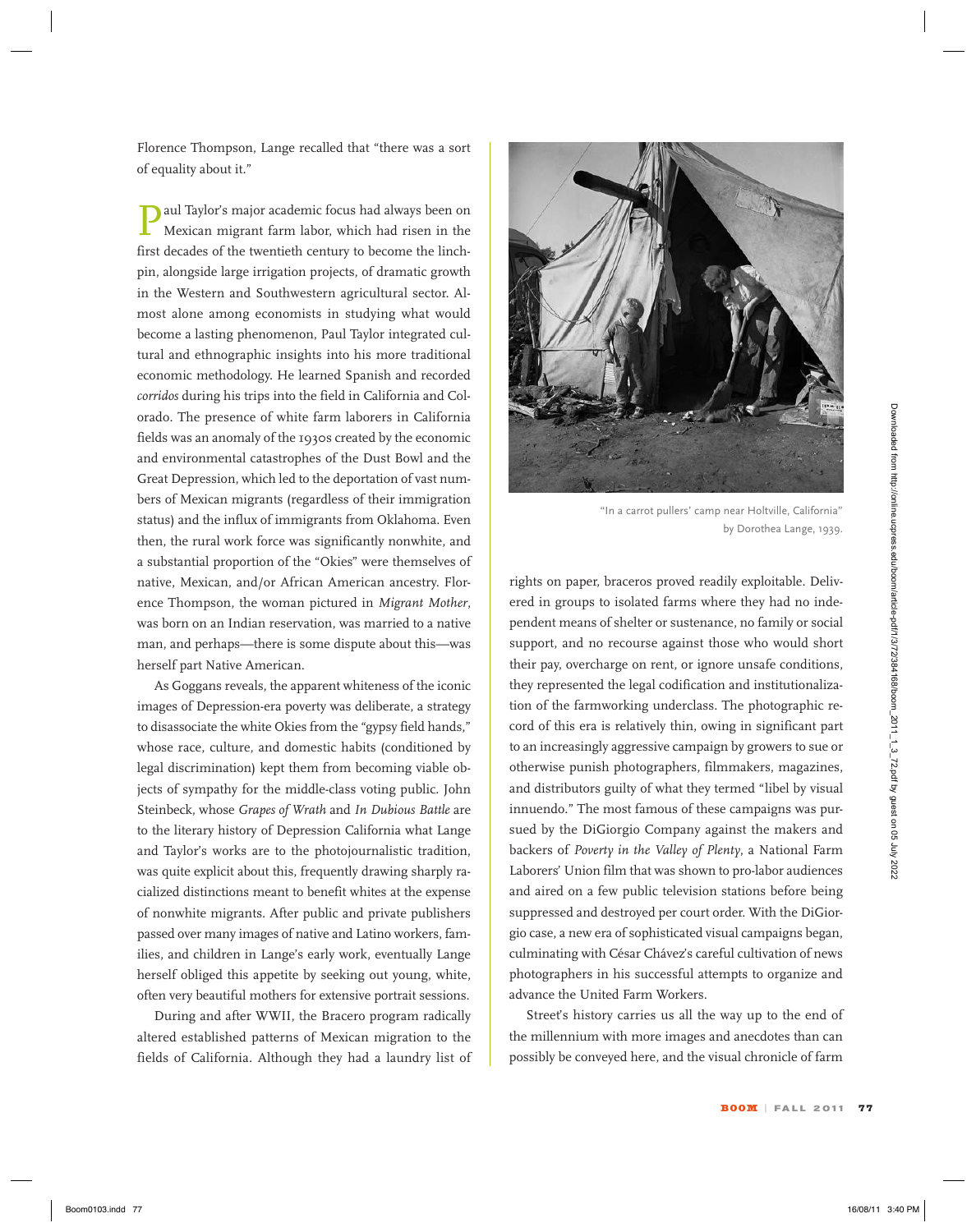Florence Thompson, Lange recalled that "there was a sort of equality about it."

Paul Taylor's major academic focus had always been on Mexican migrant farm labor, which had risen in the first decades of the twentieth century to become the linchpin, alongside large irrigation projects, of dramatic growth in the Western and Southwestern agricultural sector. Almost alone among economists in studying what would become a lasting phenomenon, Paul Taylor integrated cultural and ethnographic insights into his more traditional economic methodology. He learned Spanish and recorded *corridos* during his trips into the field in California and Colorado. The presence of white farm laborers in California fields was an anomaly of the 1930s created by the economic and environmental catastrophes of the Dust Bowl and the Great Depression, which led to the deportation of vast numbers of Mexican migrants (regardless of their immigration status) and the influx of immigrants from Oklahoma. Even then, the rural work force was significantly nonwhite, and a substantial proportion of the "Okies" were themselves of native, Mexican, and/or African American ancestry. Florence Thompson, the woman pictured in *Migrant Mother*, was born on an Indian reservation, was married to a native man, and perhaps—there is some dispute about this—was herself part Native American.

As Goggans reveals, the apparent whiteness of the iconic images of Depression-era poverty was deliberate, a strategy to disassociate the white Okies from the "gypsy field hands," whose race, culture, and domestic habits (conditioned by legal discrimination) kept them from becoming viable objects of sympathy for the middle-class voting public. John Steinbeck, whose *Grapes of Wrath* and *In Dubious Battle* are to the literary history of Depression California what Lange and Taylor's works are to the photojournalistic tradition, was quite explicit about this, frequently drawing sharply racialized distinctions meant to benefit whites at the expense of nonwhite migrants. After public and private publishers passed over many images of native and Latino workers, families, and children in Lange's early work, eventually Lange herself obliged this appetite by seeking out young, white, often very beautiful mothers for extensive portrait sessions.

During and after WWII, the Bracero program radically altered established patterns of Mexican migration to the fields of California. Although they had a laundry list of rights on paper, braceros proved readily exploitable. Delivered in groups to isolated farms where they had no independent means of shelter or sustenance, no family or social support, and no recourse against those who would short their pay, overcharge on rent, or ignore unsafe conditions, they represented the legal codification and institutionalization of the farmworking underclass. The photographic record of this era is relatively thin, owing in significant part to an increasingly aggressive campaign by growers to sue or otherwise punish photographers, filmmakers, magazines, and distributors guilty of what they termed "libel by visual innuendo." The most famous of these campaigns was pursued by the DiGiorgio Company against the makers and backers of *Poverty in the Valley of Plenty*, a National Farm Laborers' Union film that was shown to pro-labor audiences and aired on a few public television stations before being suppressed and destroyed per court order. With the DiGiorgio case, a new era of sophisticated visual campaigns began, culminating with César Chávez's careful cultivation of news photographers in his successful attempts to organize and advance the United Farm Workers.

"In a carrot pullers' camp near Holtville, California" by Dorothea Lange, 1939.

Street's history carries us all the way up to the end of the millennium with more images and anecdotes than can possibly be conveyed here, and the visual chronicle of farm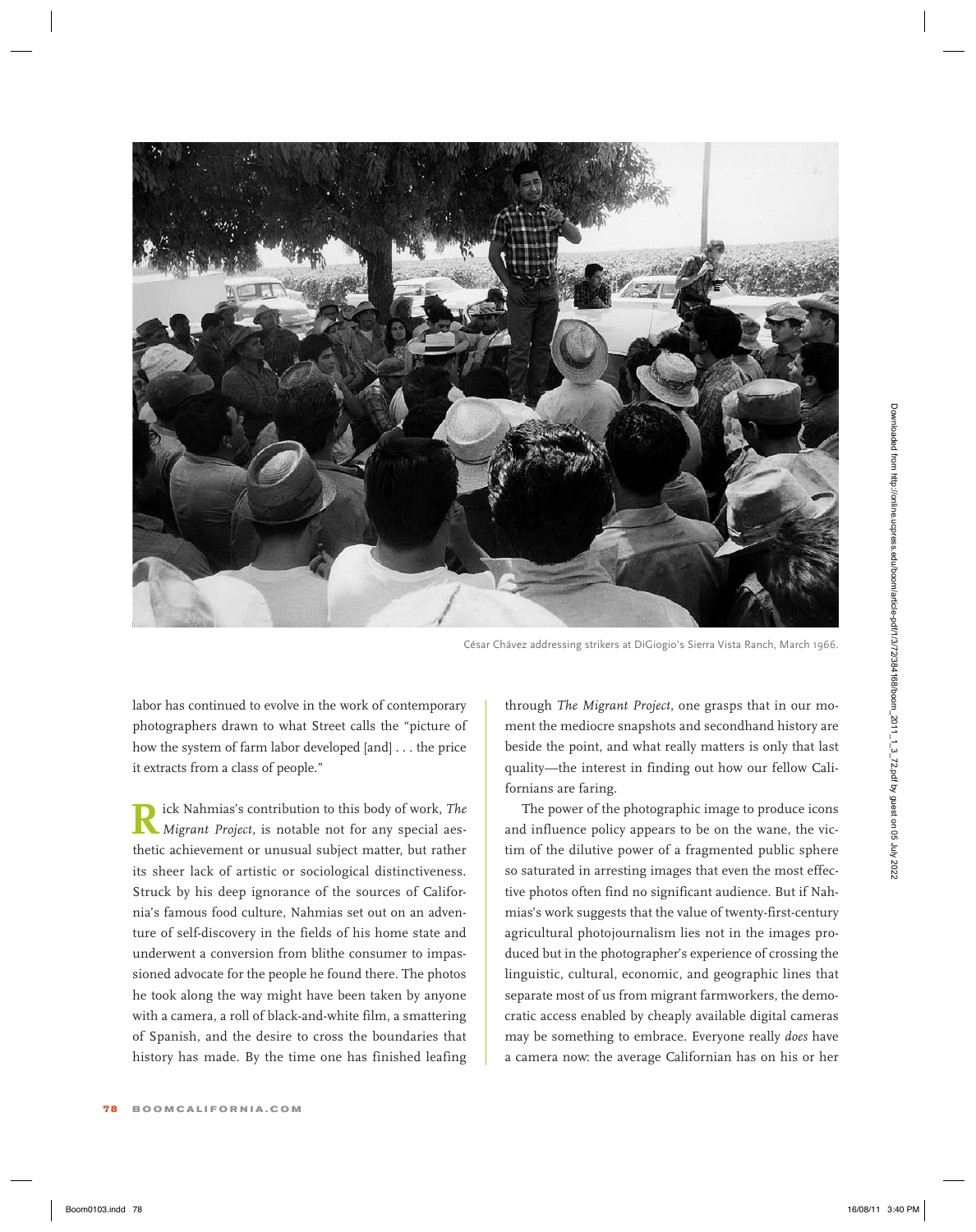César Chávez addressing strikers at DiGiogio's Sierra Vista Ranch, March 1966.

labor has continued to evolve in the work of contemporary photographers drawn to what Street calls the "picture of how the system of farm labor developed [and] . . . the price it extracts from a class of people."

Rick Nahmias's contribution to this body of work, *The Migrant Project*, is notable not for any special aesthetic achievement or unusual subject matter, but rather its sheer lack of artistic or sociological distinctiveness. Struck by his deep ignorance of the sources of California's famous food culture, Nahmias set out on an adventure of self-discovery in the fields of his home state and underwent a conversion from blithe consumer to impassioned advocate for the people he found there. The photos he took along the way might have been taken by anyone with a camera, a roll of black-and-white film, a smattering of Spanish, and the desire to cross the boundaries that history has made. By the time one has finished leafing through *The Migrant Project*, one grasps that in our moment the mediocre snapshots and secondhand history are beside the point, and what really matters is only that last quality—the interest in finding out how our fellow Californians are faring.

The power of the photographic image to produce icons and influence policy appears to be on the wane, the victim of the dilutive power of a fragmented public sphere so saturated in arresting images that even the most effective photos often find no significant audience. But if Nahmias's work suggests that the value of twenty-first-century agricultural photojournalism lies not in the images produced but in the photographer's experience of crossing the linguistic, cultural, economic, and geographic lines that separate most of us from migrant farmworkers, the democratic access enabled by cheaply available digital cameras may be something to embrace. Everyone really *does* have a camera now: the average Californian has on his or her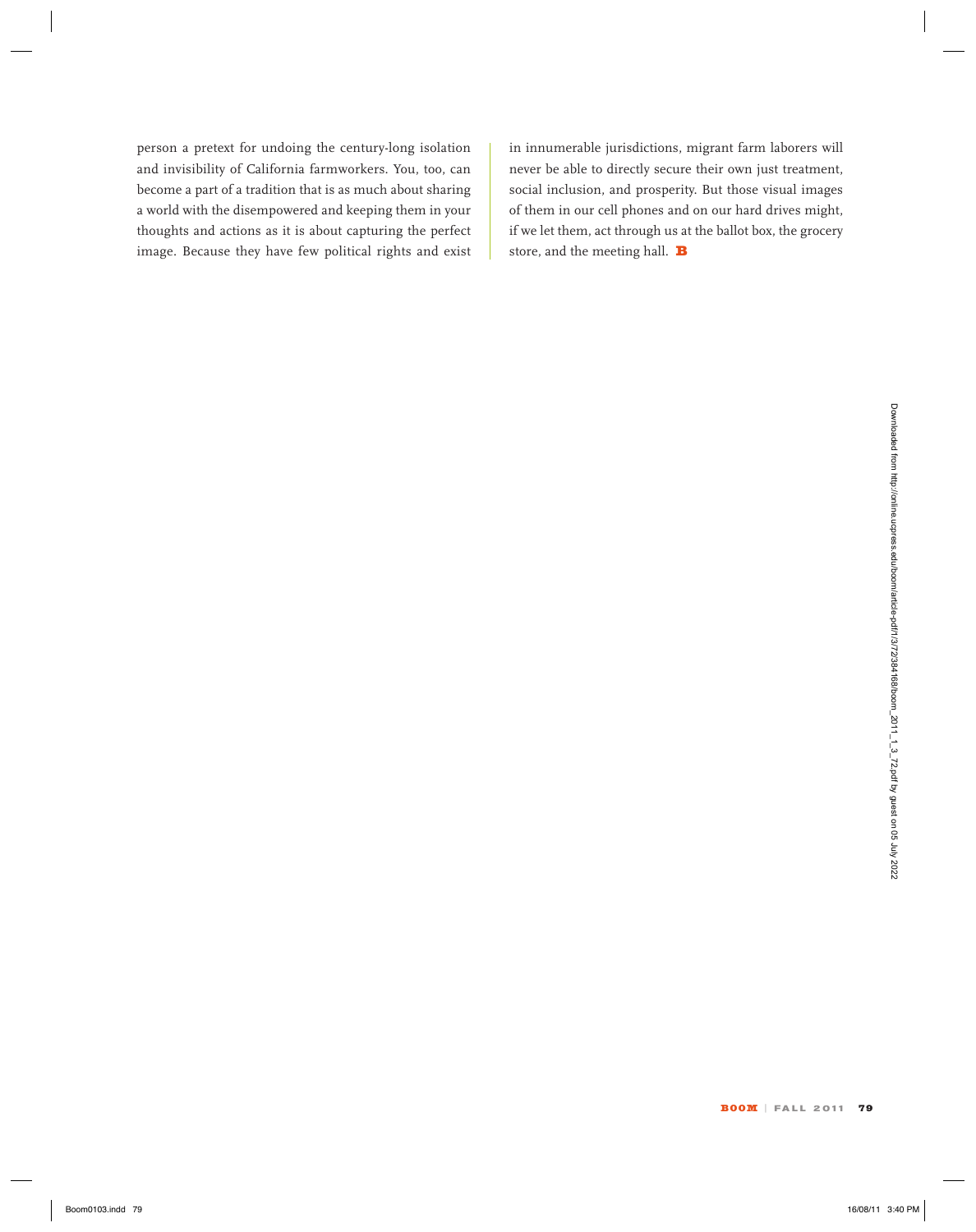person a pretext for undoing the century-long isolation and invisibility of California farmworkers. You, too, can become a part of a tradition that is as much about sharing a world with the disempowered and keeping them in your thoughts and actions as it is about capturing the perfect image. Because they have few political rights and exist in innumerable jurisdictions, migrant farm laborers will never be able to directly secure their own just treatment, social inclusion, and prosperity. But those visual images of them in our cell phones and on our hard drives might, if we let them, act through us at the ballot box, the grocery store, and the meeting hall. **B**